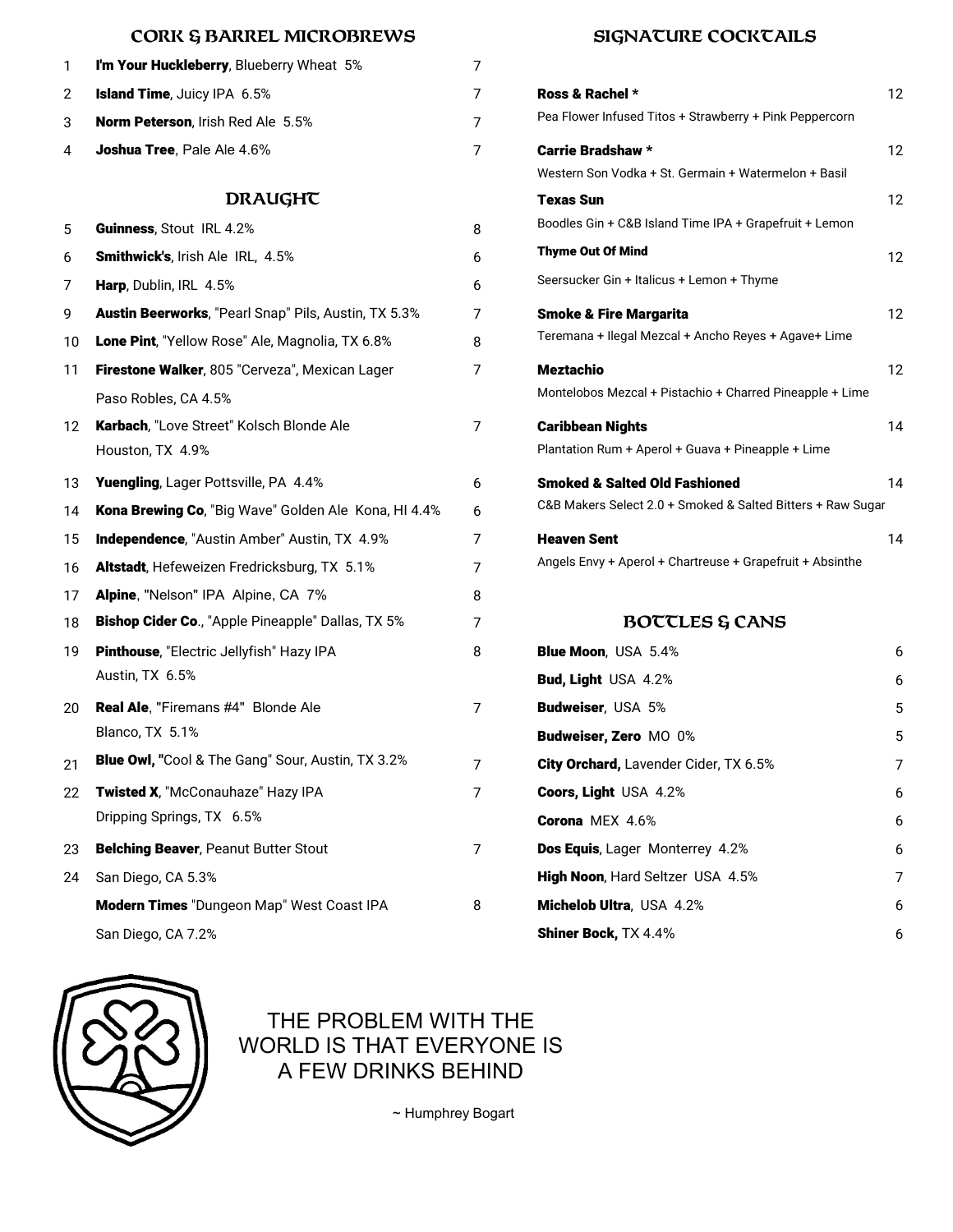## CORK & BARREL MICROBREWS

| | | |
|---|---|---|
| 1 | **I'm Your Huckleberry**, Blueberry Wheat 5% | 7 |
| 2 | **Island Time**, Juicy IPA 6.5% | 7 |
| 3 | **Norm Peterson**, Irish Red Ale 5.5% | 7 |
| 4 | **Joshua Tree**, Pale Ale 4.6% | 7 |

## DRAUGHT

| | | |
|---|---|---|
| 5 | **Guinness**, Stout IRL 4.2% | 8 |
| 6 | **Smithwick's**, Irish Ale IRL, 4.5% | 6 |
| 7 | **Harp**, Dublin, IRL 4.5% | 6 |
| 9 | **Austin Beerworks**, "Pearl Snap" Pils, Austin, TX 5.3% | 7 |
| 10 | **Lone Pint**, "Yellow Rose" Ale, Magnolia, TX 6.8% | 8 |
| 11 | **Firestone Walker**, 805 "Cerveza", Mexican Lager Paso Robles, CA 4.5% | 7 |
| 12 | **Karbach**, "Love Street" Kolsch Blonde Ale Houston, TX 4.9% | 7 |
| 13 | **Yuengling**, Lager Pottsville, PA 4.4% | 6 |
| 14 | **Kona Brewing Co**, "Big Wave" Golden Ale Kona, HI 4.4% | 6 |
| 15 | **Independence**, "Austin Amber" Austin, TX 4.9% | 7 |
| 16 | **Altstadt**, Hefeweizen Fredricksburg, TX 5.1% | 7 |
| 17 | **Alpine**, "Nelson" IPA Alpine, CA 7% | 8 |
| 18 | **Bishop Cider Co**., "Apple Pineapple" Dallas, TX 5% | 7 |
| 19 | **Pinthouse**, "Electric Jellyfish" Hazy IPA Austin, TX 6.5% | 8 |
| 20 | **Real Ale**, "Firemans #4" Blonde Ale Blanco, TX 5.1% | 7 |
| 21 | **Blue Owl, "**Cool & The Gang" Sour, Austin, TX 3.2% | 7 |
| 22 | **Twisted X**, "McConauhaze" Hazy IPA Dripping Springs, TX 6.5% | 7 |
| 23 | **Belching Beaver**, Peanut Butter Stout | 7 |
| 24 | San Diego, CA 5.3% | |
| | **Modern Times** "Dungeon Map" West Coast IPA San Diego, CA 7.2% | 8 |

## SIGNATURE COCKTAILS

| | |
|---|---|
| **Ross & Rachel** * <br> Pea Flower Infused Titos + Strawberry + Pink Peppercorn | 12 |
| **Carrie Bradshaw** * <br> Western Son Vodka + St. Germain + Watermelon + Basil | 12 |
| **Texas Sun** <br> Boodles Gin + C&B Island Time IPA + Grapefruit + Lemon | 12 |
| **Thyme Out Of Mind** <br> Seersucker Gin + Italicus + Lemon + Thyme | 12 |
| **Smoke & Fire Margarita** <br> Teremana + Ilegal Mezcal + Ancho Reyes + Agave+ Lime | 12 |
| **Meztachio** <br> Montelobos Mezcal + Pistachio + Charred Pineapple + Lime | 12 |
| **Caribbean Nights** <br> Plantation Rum + Aperol + Guava + Pineapple + Lime | 14 |
| **Smoked & Salted Old Fashioned** <br> C&B Makers Select 2.0 + Smoked & Salted Bitters + Raw Sugar | 14 |
| **Heaven Sent** <br> Angels Envy + Aperol + Chartreuse + Grapefruit + Absinthe | 14 |

## BOTTLES & CANS

| | |
|---|---|
| **Blue Moon**, USA 5.4% | 6 |
| **Bud, Light** USA 4.2% | 6 |
| **Budweiser**, USA 5% | 5 |
| **Budweiser, Zero** MO 0% | 5 |
| **City Orchard,** Lavender Cider, TX 6.5% | 7 |
| **Coors, Light** USA 4.2% | 6 |
| **Corona** MEX 4.6% | 6 |
| **Dos Equis**, Lager Monterrey 4.2% | 6 |
| **High Noon**, Hard Seltzer USA 4.5% | 7 |
| **Michelob Ultra**, USA 4.2% | 6 |
| **Shiner Bock,** TX 4.4% | 6 |

THE PROBLEM WITH THE WORLD IS THAT EVERYONE IS A FEW DRINKS BEHIND

~ Humphrey Bogart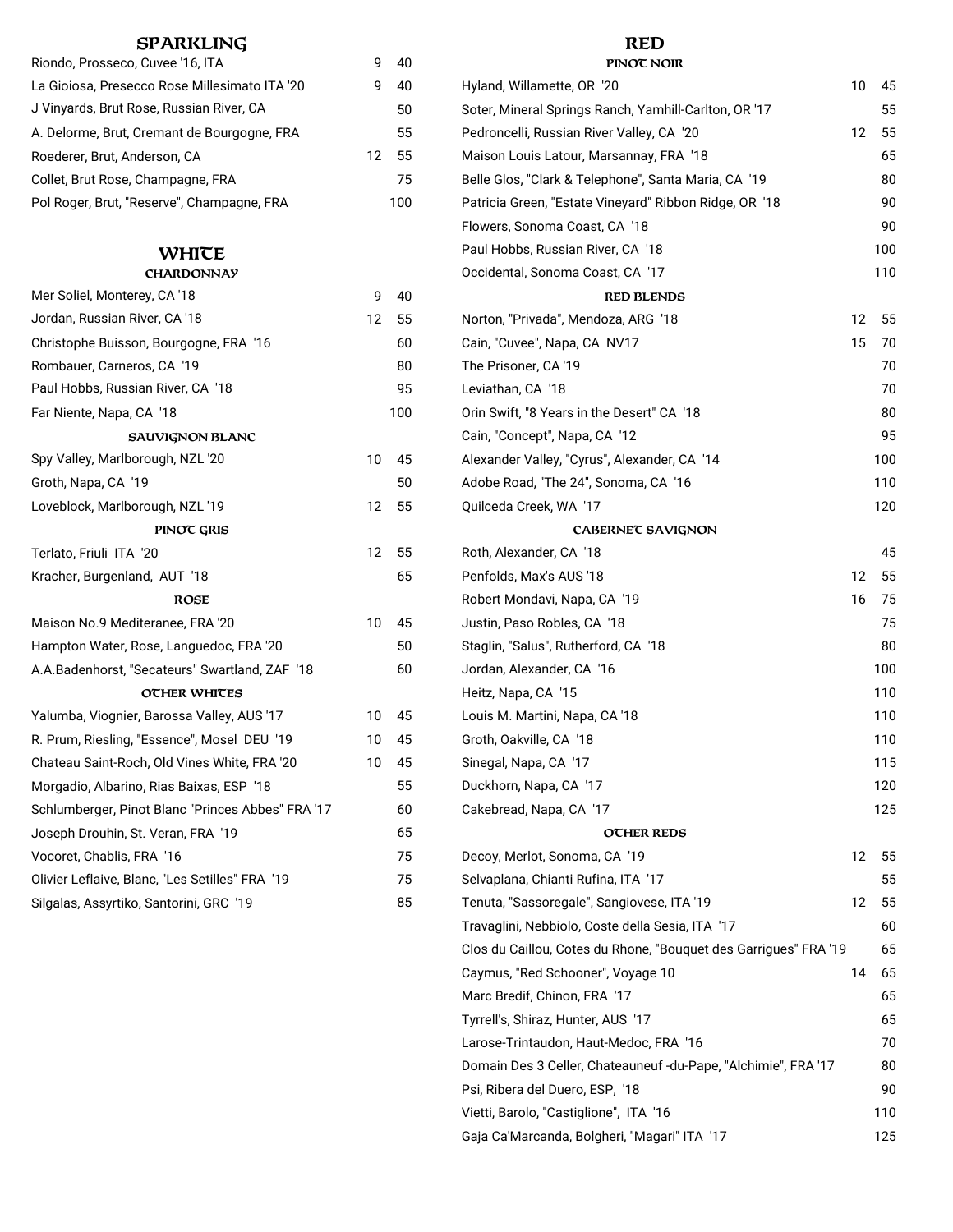## SPARKLING

| | | |
|---|---|---|
| Riondo, Prosseco, Cuvee '16, ITA | 9 | 40 |
| La Gioiosa, Presecco Rose Millesimato ITA '20 | 9 | 40 |
| J Vinyards, Brut Rose, Russian River, CA | | 50 |
| A. Delorme, Brut, Cremant de Bourgogne, FRA | | 55 |
| Roederer, Brut, Anderson, CA | 12 | 55 |
| Collet, Brut Rose, Champagne, FRA | | 75 |
| Pol Roger, Brut, "Reserve", Champagne, FRA | | 100 |

## WHITE

### CHARDONNAY

| | | |
|---|---|---|
| Mer Soliel, Monterey, CA '18 | 9 | 40 |
| Jordan, Russian River, CA '18 | 12 | 55 |
| Christophe Buisson, Bourgogne, FRA '16 | | 60 |
| Rombauer, Carneros, CA '19 | | 80 |
| Paul Hobbs, Russian River, CA '18 | | 95 |
| Far Niente, Napa, CA '18 | | 100 |

### SAUVIGNON BLANC

| | | |
|---|---|---|
| Spy Valley, Marlborough, NZL '20 | 10 | 45 |
| Groth, Napa, CA '19 | | 50 |
| Loveblock, Marlborough, NZL '19 | 12 | 55 |

### PINOT GRIS

| | | |
|---|---|---|
| Terlato, Friuli ITA '20 | 12 | 55 |
| Kracher, Burgenland, AUT '18 | | 65 |

### ROSE

| | | |
|---|---|---|
| Maison No.9 Mediteranee, FRA '20 | 10 | 45 |
| Hampton Water, Rose, Languedoc, FRA '20 | | 50 |
| A.A.Badenhorst, "Secateurs" Swartland, ZAF '18 | | 60 |

### OTHER WHITES

| | | |
|---|---|---|
| Yalumba, Viognier, Barossa Valley, AUS '17 | 10 | 45 |
| R. Prum, Riesling, "Essence", Mosel DEU '19 | 10 | 45 |
| Chateau Saint-Roch, Old Vines White, FRA '20 | 10 | 45 |
| Morgadio, Albarino, Rias Baixas, ESP '18 | | 55 |
| Schlumberger, Pinot Blanc "Princes Abbes" FRA '17 | | 60 |
| Joseph Drouhin, St. Veran, FRA '19 | | 65 |
| Vocoret, Chablis, FRA '16 | | 75 |
| Olivier Leflaive, Blanc, "Les Setilles" FRA '19 | | 75 |
| Silgalas, Assyrtiko, Santorini, GRC '19 | | 85 |

## RED

### PINOT NOIR

| | | |
|---|---|---|
| Hyland, Willamette, OR '20 | 10 | 45 |
| Soter, Mineral Springs Ranch, Yamhill-Carlton, OR '17 | | 55 |
| Pedroncelli, Russian River Valley, CA '20 | 12 | 55 |
| Maison Louis Latour, Marsannay, FRA '18 | | 65 |
| Belle Glos, "Clark & Telephone", Santa Maria, CA '19 | | 80 |
| Patricia Green, "Estate Vineyard" Ribbon Ridge, OR '18 | | 90 |
| Flowers, Sonoma Coast, CA '18 | | 90 |
| Paul Hobbs, Russian River, CA '18 | | 100 |
| Occidental, Sonoma Coast, CA '17 | | 110 |

### RED BLENDS

| | | |
|---|---|---|
| Norton, "Privada", Mendoza, ARG '18 | 12 | 55 |
| Cain, "Cuvee", Napa, CA NV17 | 15 | 70 |
| The Prisoner, CA '19 | | 70 |
| Leviathan, CA '18 | | 70 |
| Orin Swift, "8 Years in the Desert" CA '18 | | 80 |
| Cain, "Concept", Napa, CA '12 | | 95 |
| Alexander Valley, "Cyrus", Alexander, CA '14 | | 100 |
| Adobe Road, "The 24", Sonoma, CA '16 | | 110 |
| Quilceda Creek, WA '17 | | 120 |

### CABERNET SAVIGNON

| | | |
|---|---|---|
| Roth, Alexander, CA '18 | | 45 |
| Penfolds, Max's AUS '18 | 12 | 55 |
| Robert Mondavi, Napa, CA '19 | 16 | 75 |
| Justin, Paso Robles, CA '18 | | 75 |
| Staglin, "Salus", Rutherford, CA '18 | | 80 |
| Jordan, Alexander, CA '16 | | 100 |
| Heitz, Napa, CA '15 | | 110 |
| Louis M. Martini, Napa, CA '18 | | 110 |
| Groth, Oakville, CA '18 | | 110 |
| Sinegal, Napa, CA '17 | | 115 |
| Duckhorn, Napa, CA '17 | | 120 |
| Cakebread, Napa, CA '17 | | 125 |

### OTHER REDS

| | | |
|---|---|---|
| Decoy, Merlot, Sonoma, CA '19 | 12 | 55 |
| Selvaplana, Chianti Rufina, ITA '17 | | 55 |
| Tenuta, "Sassoregale", Sangiovese, ITA '19 | 12 | 55 |
| Travaglini, Nebbiolo, Coste della Sesia, ITA '17 | | 60 |
| Clos du Caillou, Cotes du Rhone, "Bouquet des Garrigues" FRA '19 | | 65 |
| Caymus, "Red Schooner", Voyage 10 | 14 | 65 |
| Marc Bredif, Chinon, FRA '17 | | 65 |
| Tyrrell's, Shiraz, Hunter, AUS '17 | | 65 |
| Larose-Trintaudon, Haut-Medoc, FRA '16 | | 70 |
| Domain Des 3 Celler, Chateauneuf -du-Pape, "Alchimie", FRA '17 | | 80 |
| Psi, Ribera del Duero, ESP, '18 | | 90 |
| Vietti, Barolo, "Castiglione", ITA '16 | | 110 |
| Gaja Ca'Marcanda, Bolgheri, "Magari" ITA '17 | | 125 |